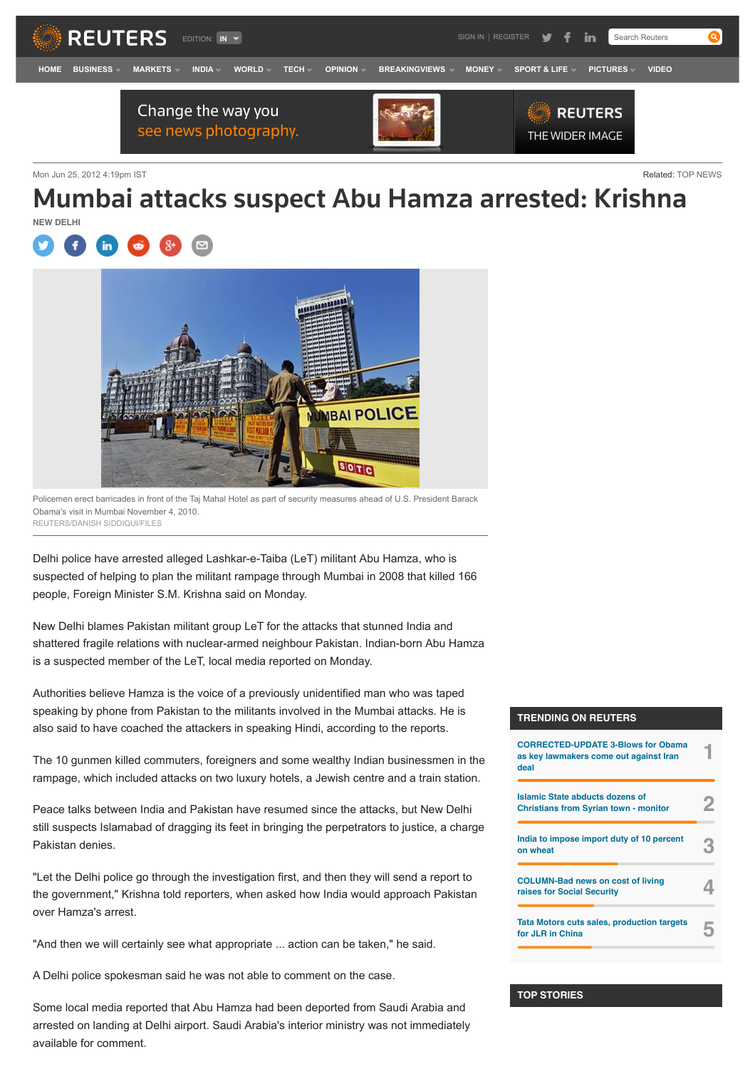Mon Jun 25, 2012 4:19pm IST

Related: TOP NEWS

# Mumbai attacks suspect Abu Hamza arrested: Krishna

NEW DELHI

Policemen erect barricades in front of the Taj Mahal Hotel as part of security measures ahead of U.S. President Barack Obama's visit in Mumbai November 4, 2010.
REUTERS/DANISH SIDDIQUI/FILES

Delhi police have arrested alleged Lashkar-e-Taiba (LeT) militant Abu Hamza, who is suspected of helping to plan the militant rampage through Mumbai in 2008 that killed 166 people, Foreign Minister S.M. Krishna said on Monday.

New Delhi blames Pakistan militant group LeT for the attacks that stunned India and shattered fragile relations with nuclear-armed neighbour Pakistan. Indian-born Abu Hamza is a suspected member of the LeT, local media reported on Monday.

Authorities believe Hamza is the voice of a previously unidentified man who was taped speaking by phone from Pakistan to the militants involved in the Mumbai attacks. He is also said to have coached the attackers in speaking Hindi, according to the reports.

The 10 gunmen killed commuters, foreigners and some wealthy Indian businessmen in the rampage, which included attacks on two luxury hotels, a Jewish centre and a train station.

Peace talks between India and Pakistan have resumed since the attacks, but New Delhi still suspects Islamabad of dragging its feet in bringing the perpetrators to justice, a charge Pakistan denies.

"Let the Delhi police go through the investigation first, and then they will send a report to the government," Krishna told reporters, when asked how India would approach Pakistan over Hamza's arrest.

"And then we will certainly see what appropriate ... action can be taken," he said.

A Delhi police spokesman said he was not able to comment on the case.

Some local media reported that Abu Hamza had been deported from Saudi Arabia and arrested on landing at Delhi airport. Saudi Arabia's interior ministry was not immediately available for comment.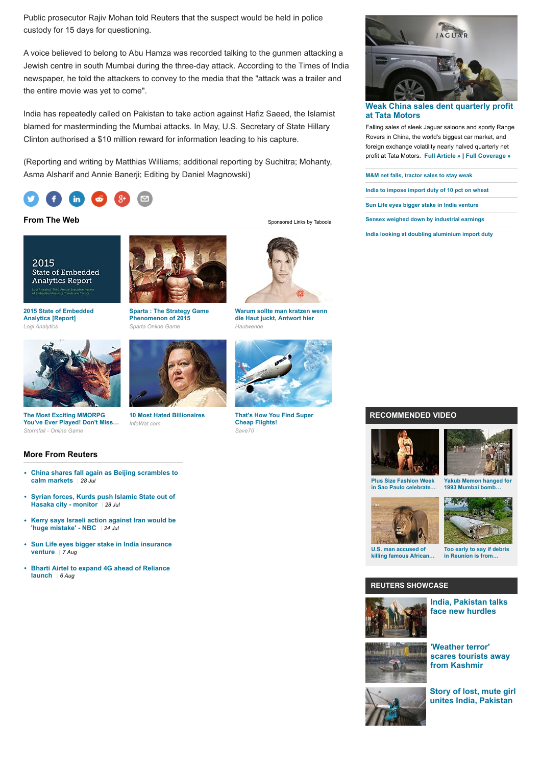Public prosecutor Rajiv Mohan told Reuters that the suspect would be held in police custody for 15 days for questioning.

A voice believed to belong to Abu Hamza was recorded talking to the gunmen attacking a Jewish centre in south Mumbai during the three-day attack. According to the Times of India newspaper, he told the attackers to convey to the media that the "attack was a trailer and the entire movie was yet to come".

India has repeatedly called on Pakistan to take action against Hafiz Saeed, the Islamist blamed for masterminding the Mumbai attacks. In May, U.S. Secretary of State Hillary Clinton authorised a $10 million reward for information leading to his capture.

(Reporting and writing by Matthias Williams; additional reporting by Suchitra; Mohanty, Asma Alsharif and Annie Banerji; Editing by Daniel Magnowski)

## From The Web

Sponsored Links by Taboola

**2015 State of Embedded Analytics [Report]**
*Logi Analytics*

**Sparta : The Strategy Game Phenomenon of 2015**
*Sparta Online Game*

**Warum sollte man kratzen wenn die Haut juckt, Antwort hier**
*Hautwende*

**The Most Exciting MMORPG You've Ever Played! Don't Miss…**
*Stormfall - Online Game*

**10 Most Hated Billionaires**
*InfoWat.com*

**That's How You Find Super Cheap Flights!**
*Save70*

## More From Reuters

- **China shares fall again as Beijing scrambles to calm markets** | *28 Jul*
- **Syrian forces, Kurds push Islamic State out of Hasaka city - monitor** | *28 Jul*
- **Kerry says Israeli action against Iran would be 'huge mistake' - NBC** | *24 Jul*
- **Sun Life eyes bigger stake in India insurance venture** | *7 Aug*
- **Bharti Airtel to expand 4G ahead of Reliance launch** | *6 Aug*

**Weak China sales dent quarterly profit at Tata Motors**

Falling sales of sleek Jaguar saloons and sporty Range Rovers in China, the world's biggest car market, and foreign exchange volatility nearly halved quarterly net profit at Tata Motors. **Full Article »** | **Full Coverage »**

- **M&M net falls, tractor sales to stay weak**
- **India to impose import duty of 10 pct on wheat**
- **Sun Life eyes bigger stake in India venture**
- **Sensex weighed down by industrial earnings**
- **India looking at doubling aluminium import duty**

## RECOMMENDED VIDEO

**Plus Size Fashion Week in Sao Paulo celebrate…**

**Yakub Memon hanged for 1993 Mumbai bomb…**

**U.S. man accused of killing famous African…**

**Too early to say if debris in Reunion is from…**

## REUTERS SHOWCASE

**India, Pakistan talks face new hurdles**

**'Weather terror' scares tourists away from Kashmir**

**Story of lost, mute girl unites India, Pakistan**